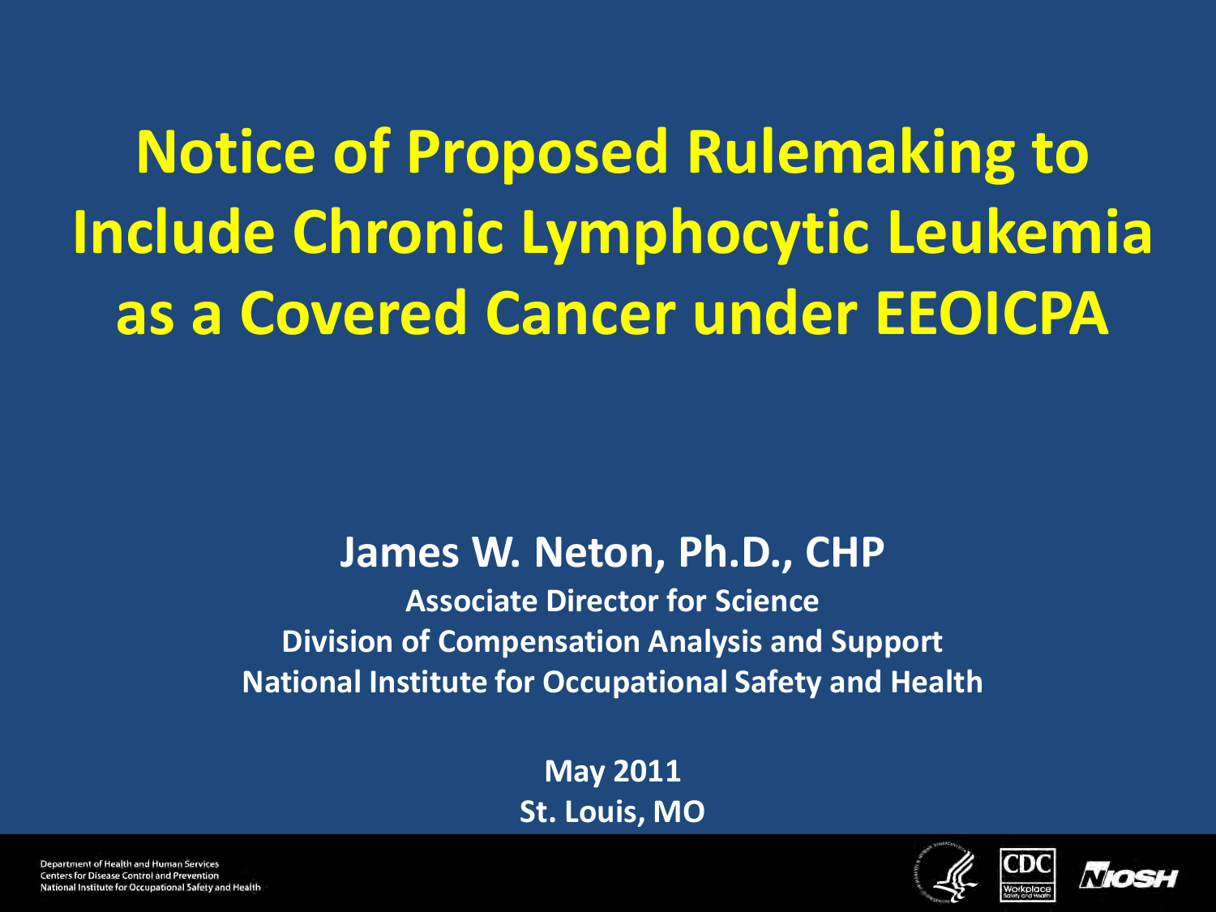# Notice of Proposed Rulemaking to Include Chronic Lymphocytic Leukemia as a Covered Cancer under EEOICPA

**James W. Neton, Ph.D., CHP**

**Associate Director for Science**
**Division of Compensation Analysis and Support**
**National Institute for Occupational Safety and Health**

**May 2011**
**St. Louis, MO**

Department of Health and Human Services
Centers for Disease Control and Prevention
National Institute for Occupational Safety and Health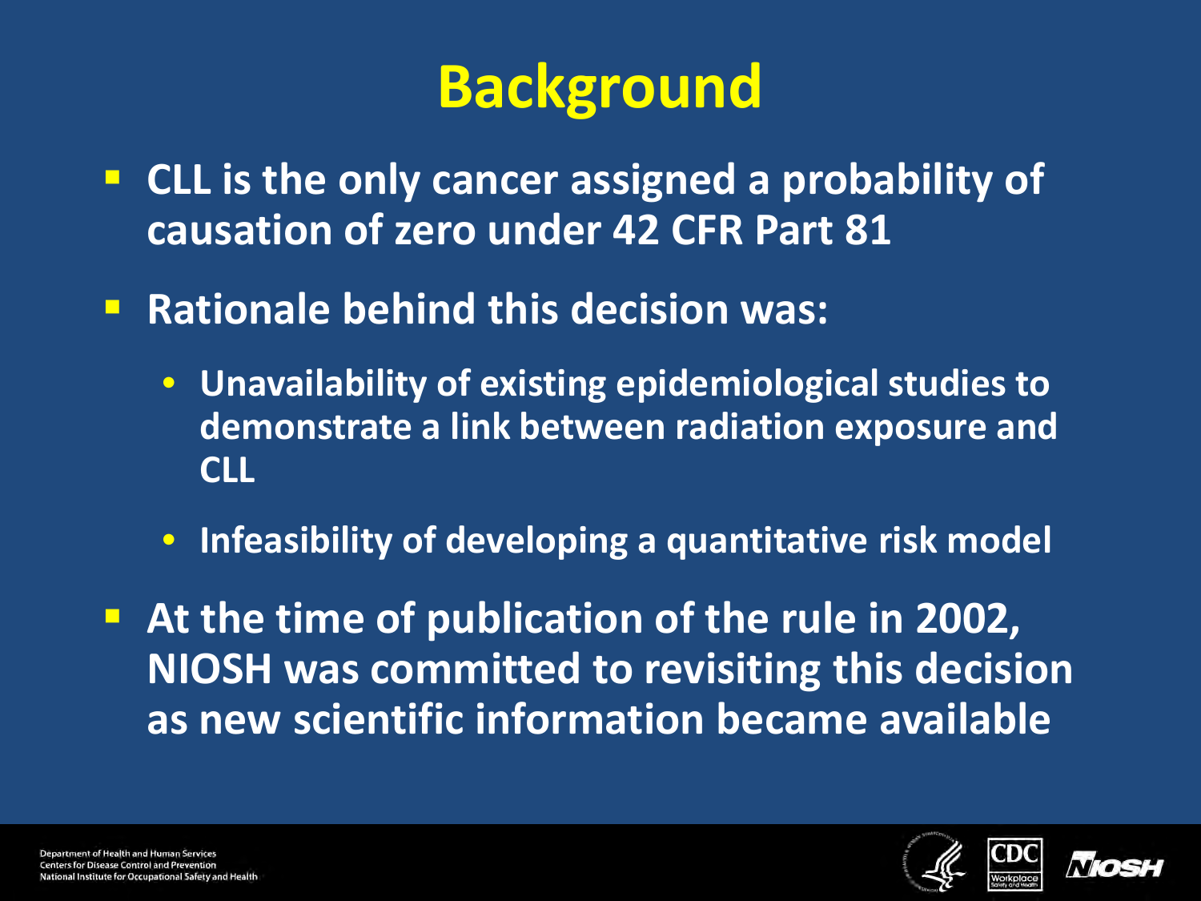# Background

- CLL is the only cancer assigned a probability of causation of zero under 42 CFR Part 81
- Rationale behind this decision was:
  - Unavailability of existing epidemiological studies to demonstrate a link between radiation exposure and CLL
  - Infeasibility of developing a quantitative risk model
- At the time of publication of the rule in 2002, NIOSH was committed to revisiting this decision as new scientific information became available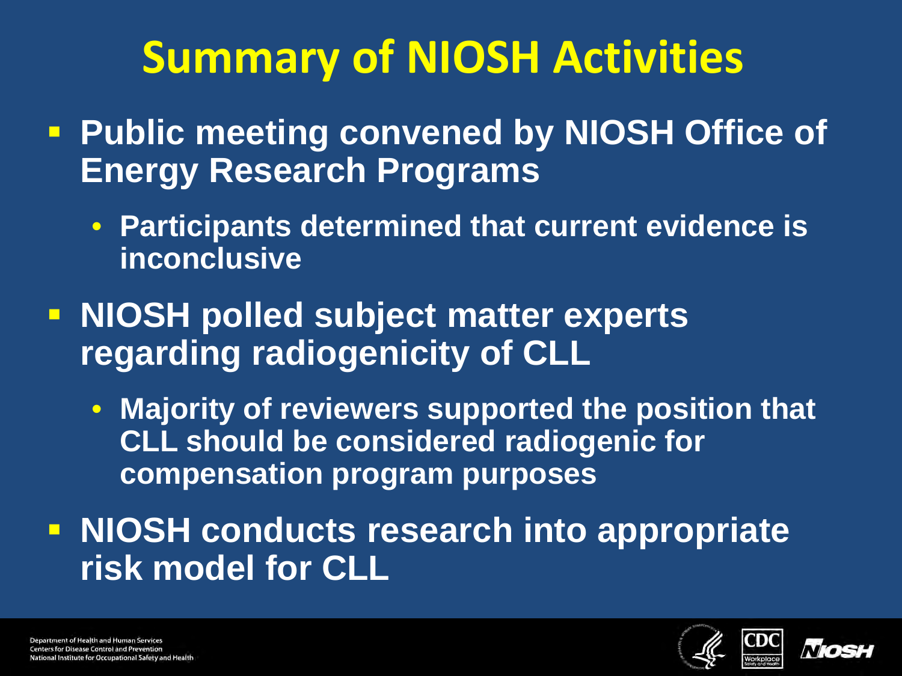# Summary of NIOSH Activities

- **Public meeting convened by NIOSH Office of Energy Research Programs**
  - **Participants determined that current evidence is inconclusive**
- **NIOSH polled subject matter experts regarding radiogenicity of CLL**
  - **Majority of reviewers supported the position that CLL should be considered radiogenic for compensation program purposes**
- **NIOSH conducts research into appropriate risk model for CLL**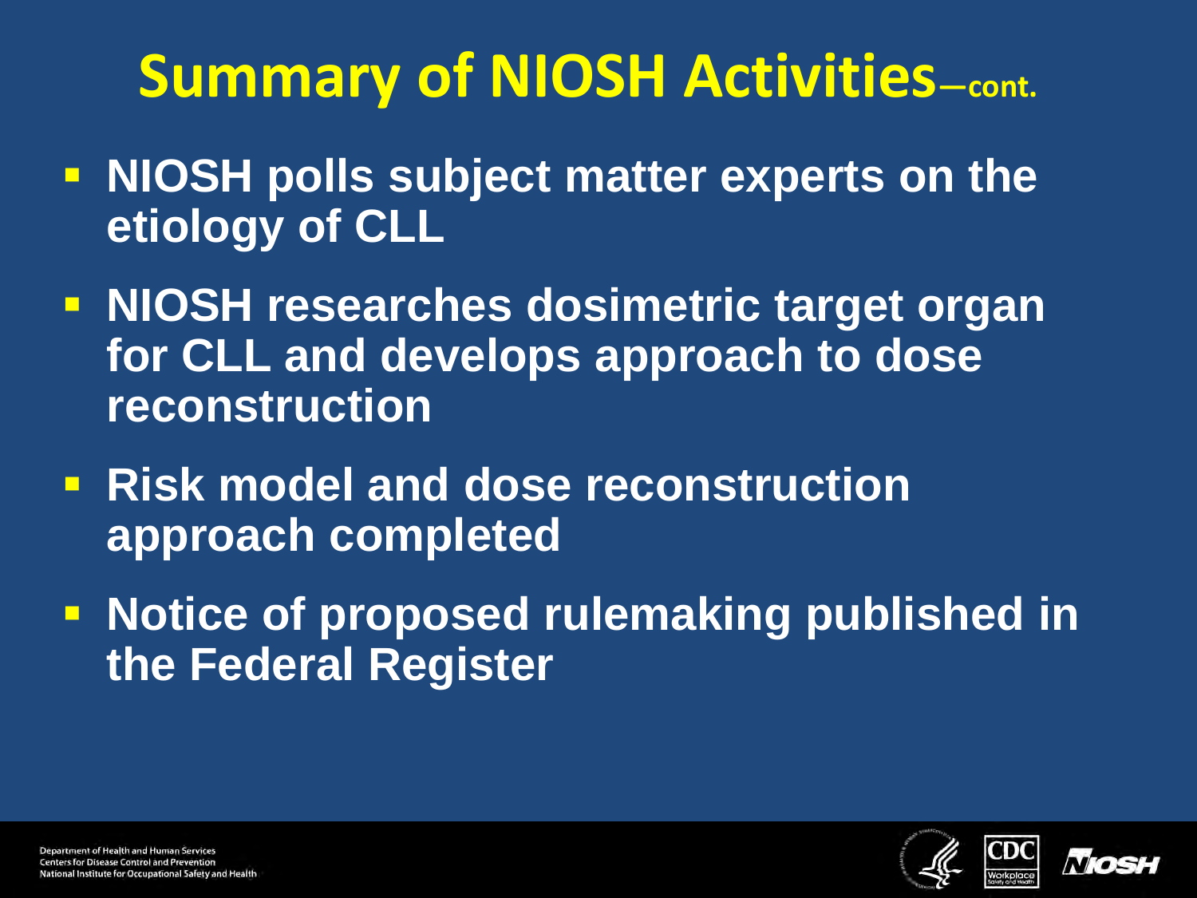# Summary of NIOSH Activities—cont.

- **NIOSH polls subject matter experts on the etiology of CLL**
- **NIOSH researches dosimetric target organ for CLL and develops approach to dose reconstruction**
- **Risk model and dose reconstruction approach completed**
- **Notice of proposed rulemaking published in the Federal Register**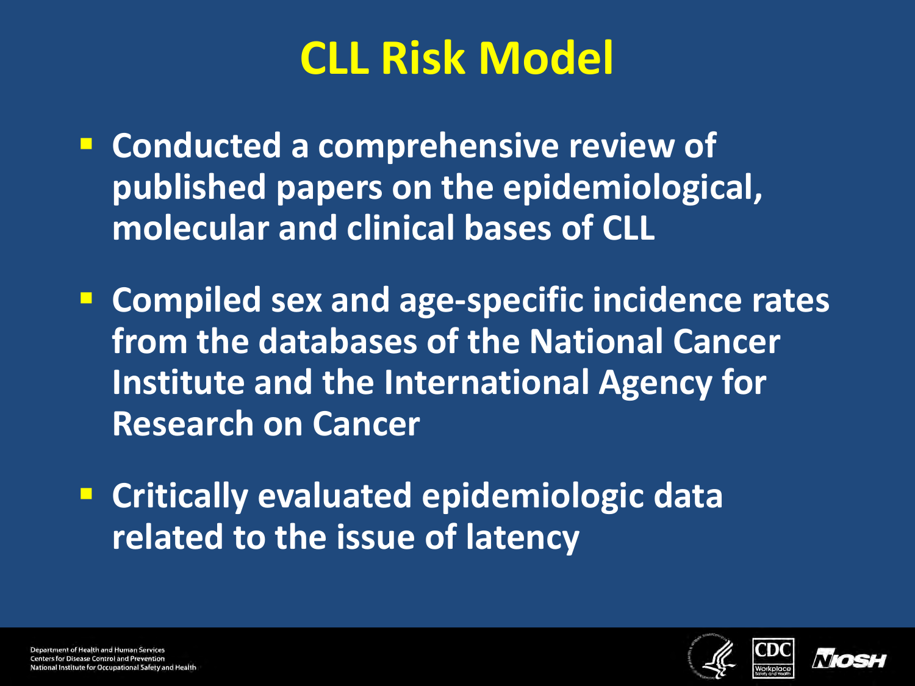# CLL Risk Model

- Conducted a comprehensive review of published papers on the epidemiological, molecular and clinical bases of CLL
- Compiled sex and age-specific incidence rates from the databases of the National Cancer Institute and the International Agency for Research on Cancer
- Critically evaluated epidemiologic data related to the issue of latency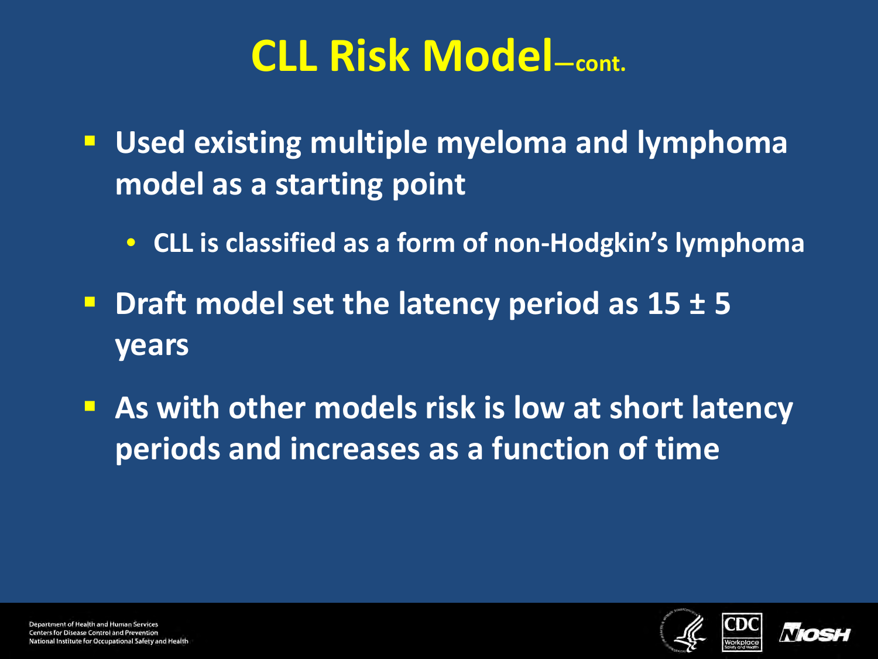# CLL Risk Model—cont.

- Used existing multiple myeloma and lymphoma model as a starting point
  - CLL is classified as a form of non-Hodgkin's lymphoma
- Draft model set the latency period as 15 ± 5 years
- As with other models risk is low at short latency periods and increases as a function of time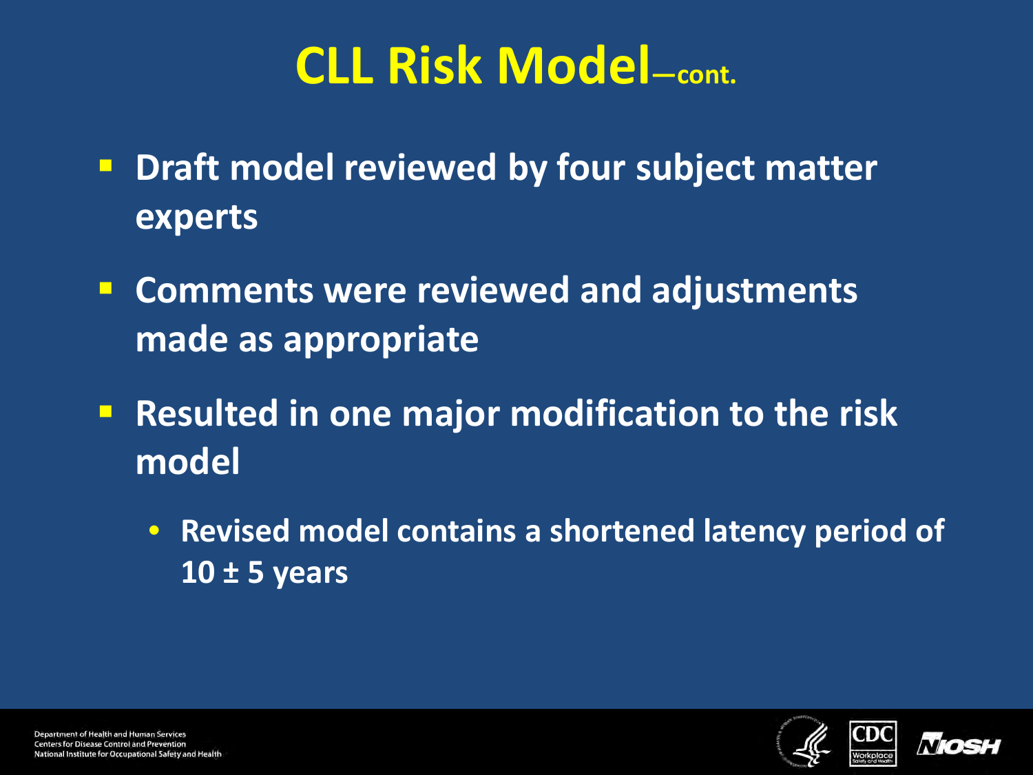# CLL Risk Model—cont.

- Draft model reviewed by four subject matter experts
- Comments were reviewed and adjustments made as appropriate
- Resulted in one major modification to the risk model
    - Revised model contains a shortened latency period of 10 ± 5 years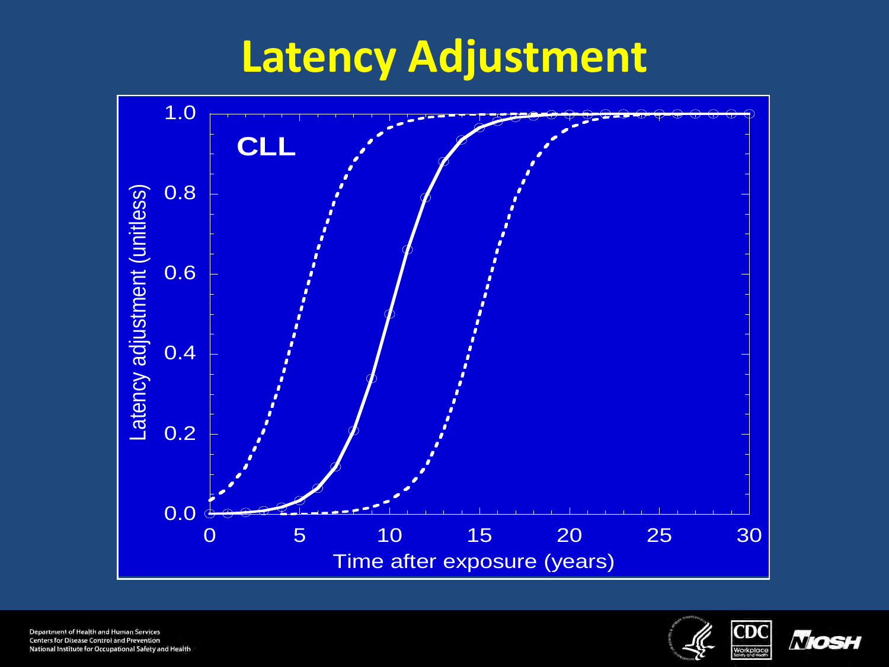# Latency Adjustment

CLL

Latency adjustment (unitless)

Time after exposure (years)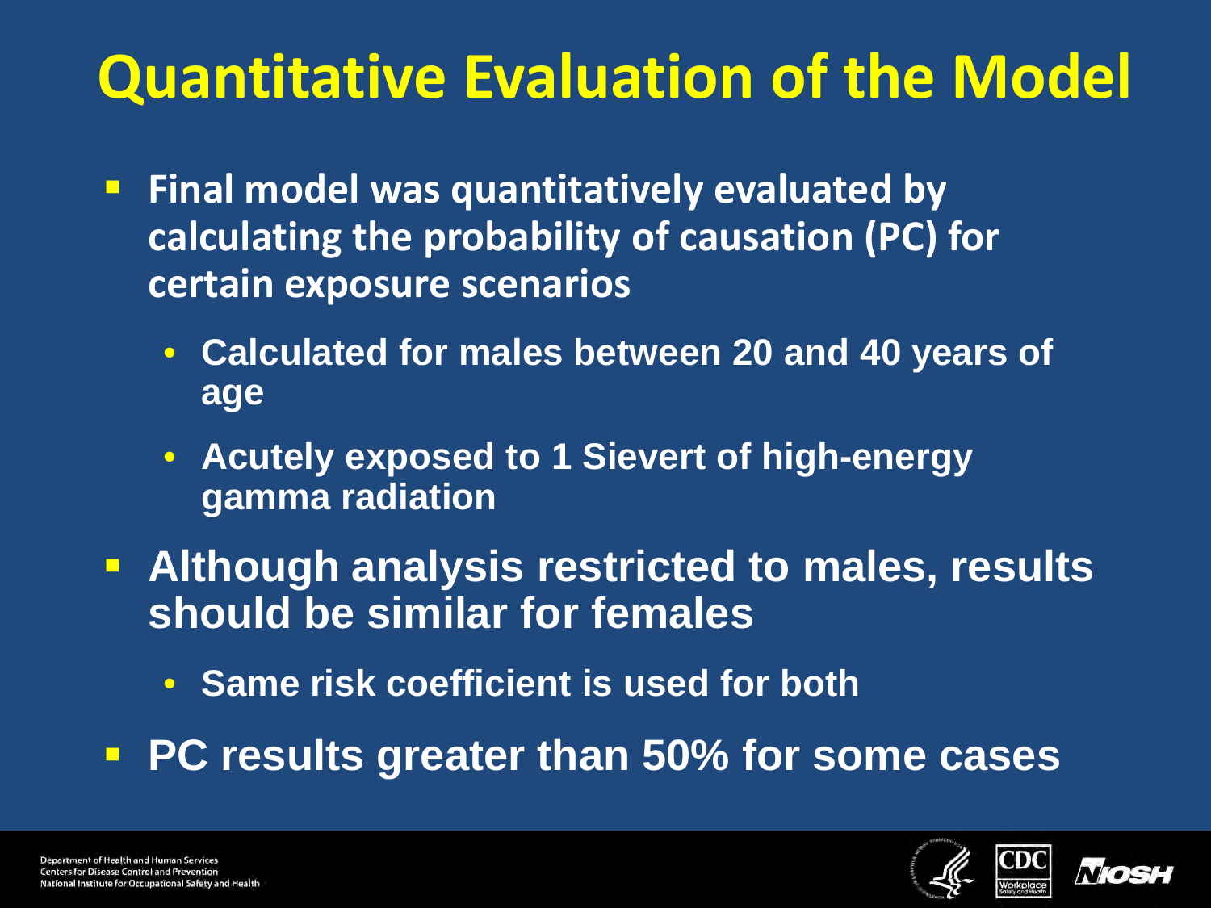# Quantitative Evaluation of the Model

- Final model was quantitatively evaluated by calculating the probability of causation (PC) for certain exposure scenarios
  - Calculated for males between 20 and 40 years of age
  - Acutely exposed to 1 Sievert of high-energy gamma radiation
- Although analysis restricted to males, results should be similar for females
  - Same risk coefficient is used for both
- PC results greater than 50% for some cases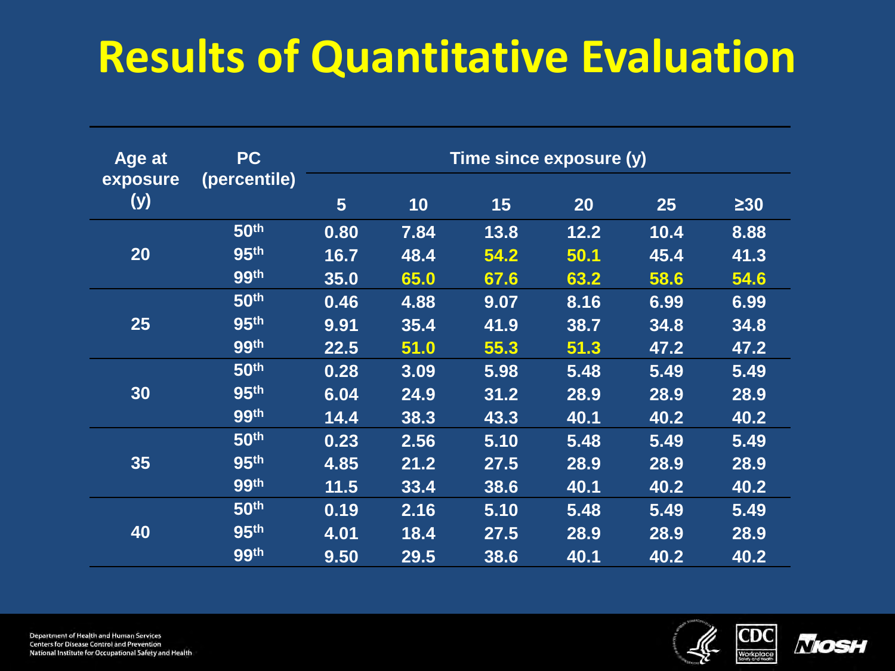# Results of Quantitative Evaluation

| Age at exposure (y) | PC (percentile) | Time since exposure (y) | | | | | |
|---|---|---|---|---|---|---|---|
| | | 5 | 10 | 15 | 20 | 25 | ≥30 |
| 20 | 50th | 0.80 | 7.84 | 13.8 | 12.2 | 10.4 | 8.88 |
| | 95th | 16.7 | 48.4 | 54.2 | 50.1 | 45.4 | 41.3 |
| | 99th | 35.0 | 65.0 | 67.6 | 63.2 | 58.6 | 54.6 |
| 25 | 50th | 0.46 | 4.88 | 9.07 | 8.16 | 6.99 | 6.99 |
| | 95th | 9.91 | 35.4 | 41.9 | 38.7 | 34.8 | 34.8 |
| | 99th | 22.5 | 51.0 | 55.3 | 51.3 | 47.2 | 47.2 |
| 30 | 50th | 0.28 | 3.09 | 5.98 | 5.48 | 5.49 | 5.49 |
| | 95th | 6.04 | 24.9 | 31.2 | 28.9 | 28.9 | 28.9 |
| | 99th | 14.4 | 38.3 | 43.3 | 40.1 | 40.2 | 40.2 |
| 35 | 50th | 0.23 | 2.56 | 5.10 | 5.48 | 5.49 | 5.49 |
| | 95th | 4.85 | 21.2 | 27.5 | 28.9 | 28.9 | 28.9 |
| | 99th | 11.5 | 33.4 | 38.6 | 40.1 | 40.2 | 40.2 |
| 40 | 50th | 0.19 | 2.16 | 5.10 | 5.48 | 5.49 | 5.49 |
| | 95th | 4.01 | 18.4 | 27.5 | 28.9 | 28.9 | 28.9 |
| | 99th | 9.50 | 29.5 | 38.6 | 40.1 | 40.2 | 40.2 |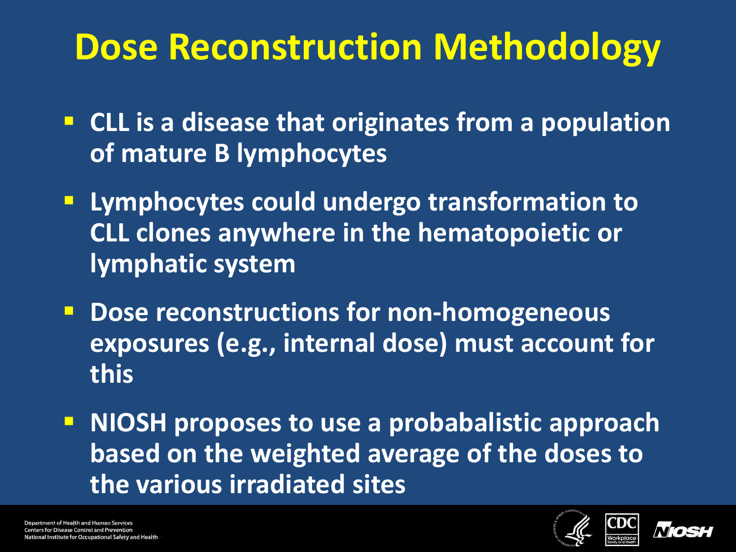# Dose Reconstruction Methodology

- CLL is a disease that originates from a population of mature B lymphocytes
- Lymphocytes could undergo transformation to CLL clones anywhere in the hematopoietic or lymphatic system
- Dose reconstructions for non-homogeneous exposures (e.g., internal dose) must account for this
- NIOSH proposes to use a probabalistic approach based on the weighted average of the doses to the various irradiated sites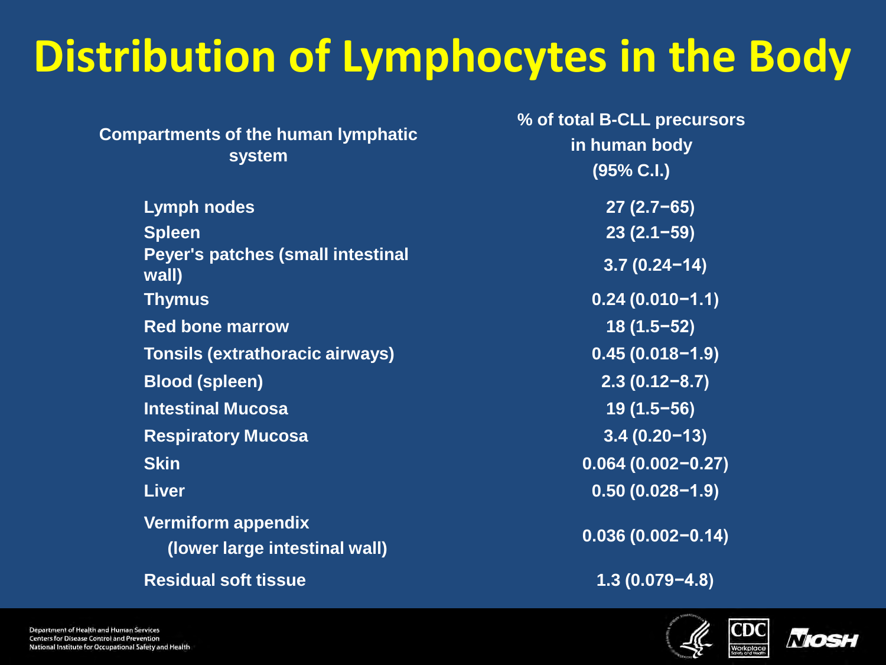# Distribution of Lymphocytes in the Body

| Compartments of the human lymphatic system | % of total B-CLL precursors in human body (95% C.I.) |
| --- | --- |
| Lymph nodes | 27 (2.7−65) |
| Spleen | 23 (2.1−59) |
| Peyer's patches (small intestinal wall) | 3.7 (0.24−14) |
| Thymus | 0.24 (0.010−1.1) |
| Red bone marrow | 18 (1.5−52) |
| Tonsils (extrathoracic airways) | 0.45 (0.018−1.9) |
| Blood (spleen) | 2.3 (0.12−8.7) |
| Intestinal Mucosa | 19 (1.5−56) |
| Respiratory Mucosa | 3.4 (0.20−13) |
| Skin | 0.064 (0.002−0.27) |
| Liver | 0.50 (0.028−1.9) |
| Vermiform appendix (lower large intestinal wall) | 0.036 (0.002−0.14) |
| Residual soft tissue | 1.3 (0.079−4.8) |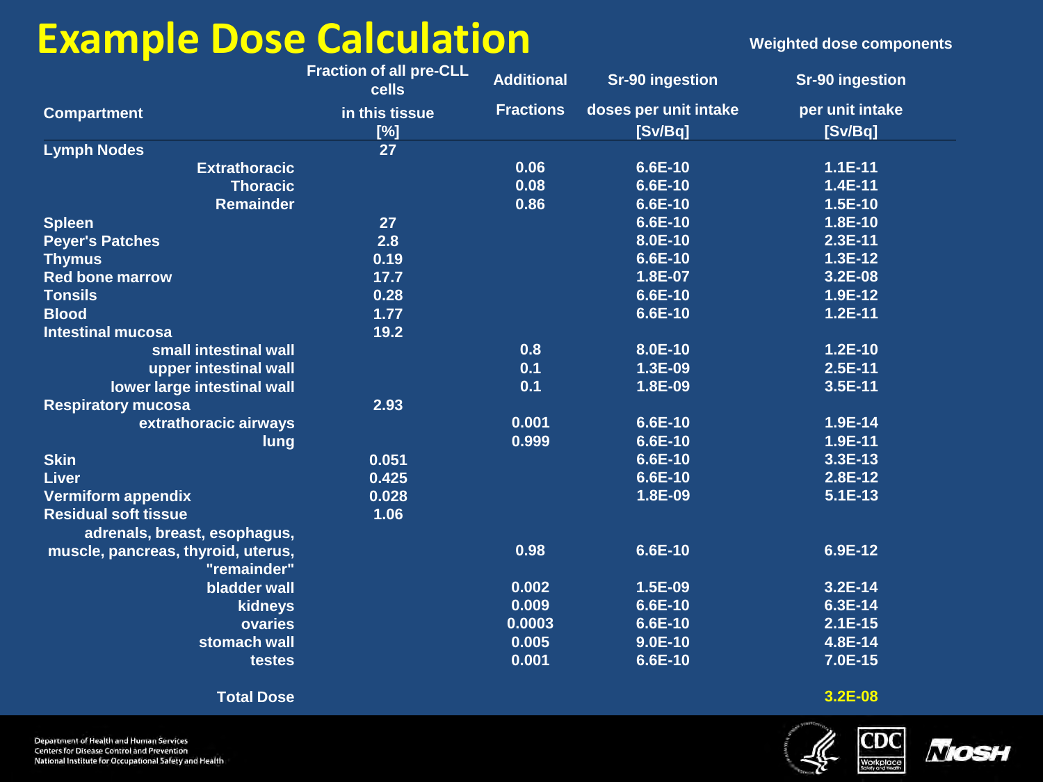# Example Dose Calculation

Weighted dose components

| Compartment | Fraction of all pre-CLL cells in this tissue [%] | Additional Fractions | Sr-90 ingestion doses per unit intake [Sv/Bq] | Sr-90 ingestion per unit intake [Sv/Bq] |
|---|---|---|---|---|
| Lymph Nodes | 27 | | | |
| Extrathoracic | | 0.06 | 6.6E-10 | 1.1E-11 |
| Thoracic | | 0.08 | 6.6E-10 | 1.4E-11 |
| Remainder | | 0.86 | 6.6E-10 | 1.5E-10 |
| Spleen | 27 | | 6.6E-10 | 1.8E-10 |
| Peyer's Patches | 2.8 | | 8.0E-10 | 2.3E-11 |
| Thymus | 0.19 | | 6.6E-10 | 1.3E-12 |
| Red bone marrow | 17.7 | | 1.8E-07 | 3.2E-08 |
| Tonsils | 0.28 | | 6.6E-10 | 1.9E-12 |
| Blood | 1.77 | | 6.6E-10 | 1.2E-11 |
| Intestinal mucosa | 19.2 | | | |
| small intestinal wall | | 0.8 | 8.0E-10 | 1.2E-10 |
| upper intestinal wall | | 0.1 | 1.3E-09 | 2.5E-11 |
| lower large intestinal wall | | 0.1 | 1.8E-09 | 3.5E-11 |
| Respiratory mucosa | 2.93 | | | |
| extrathoracic airways | | 0.001 | 6.6E-10 | 1.9E-14 |
| lung | | 0.999 | 6.6E-10 | 1.9E-11 |
| Skin | 0.051 | | 6.6E-10 | 3.3E-13 |
| Liver | 0.425 | | 6.6E-10 | 2.8E-12 |
| Vermiform appendix | 0.028 | | 1.8E-09 | 5.1E-13 |
| Residual soft tissue | 1.06 | | | |
| adrenals, breast, esophagus, muscle, pancreas, thyroid, uterus, "remainder" | | 0.98 | 6.6E-10 | 6.9E-12 |
| bladder wall | | 0.002 | 1.5E-09 | 3.2E-14 |
| kidneys | | 0.009 | 6.6E-10 | 6.3E-14 |
| ovaries | | 0.0003 | 6.6E-10 | 2.1E-15 |
| stomach wall | | 0.005 | 9.0E-10 | 4.8E-14 |
| testes | | 0.001 | 6.6E-10 | 7.0E-15 |
| Total Dose | | | | 3.2E-08 |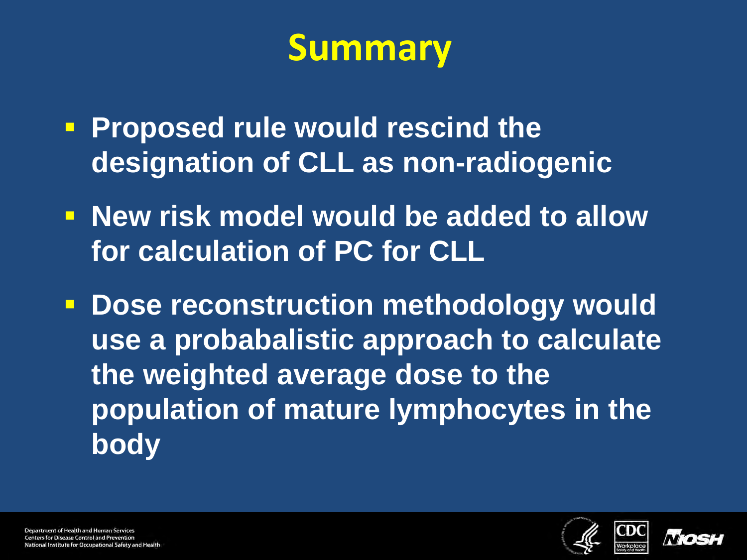# Summary

- **Proposed rule would rescind the designation of CLL as non-radiogenic**
- **New risk model would be added to allow for calculation of PC for CLL**
- **Dose reconstruction methodology would use a probabalistic approach to calculate the weighted average dose to the population of mature lymphocytes in the body**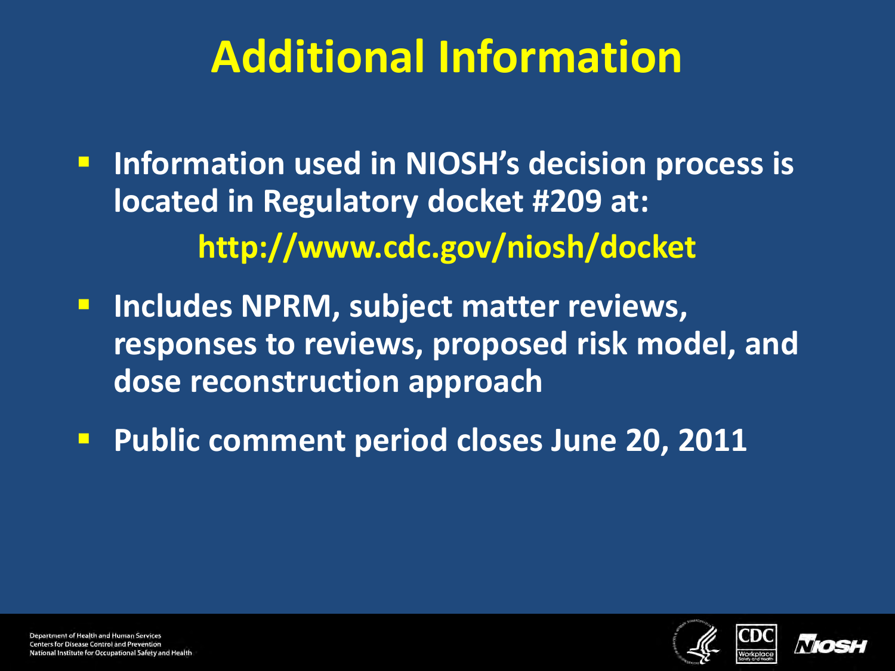# Additional Information

- **Information used in NIOSH's decision process is located in Regulatory docket #209 at:**

  **http://www.cdc.gov/niosh/docket**

- **Includes NPRM, subject matter reviews, responses to reviews, proposed risk model, and dose reconstruction approach**
- **Public comment period closes June 20, 2011**